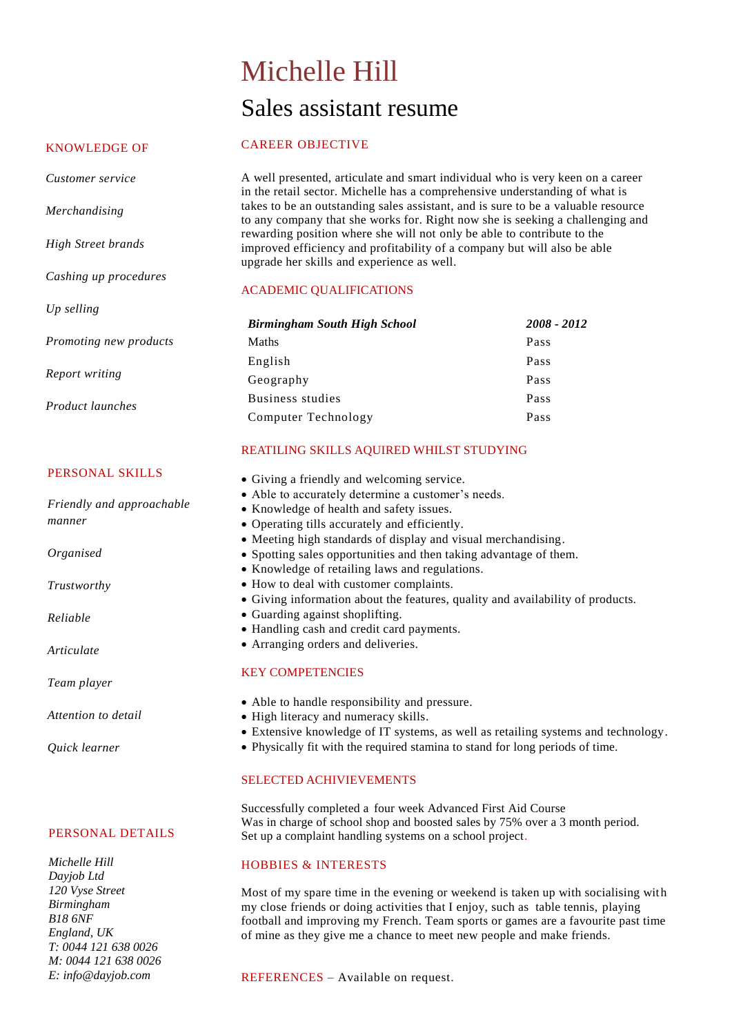# Michelle Hill

## Sales assistant resume

### KNOWLEDGE OF

*Customer service*

*Merchandising*

*High Street brands*

*Cashing up procedures*

*Up selling*

*Promoting new products*

*Report writing*

*Product launches*

### PERSONAL SKILLS

*Friendly and approachable manner*

*Organised*

*Trustworthy*

*Reliable*

*Articulate*

*Team player*

*Attention to detail*

*Quick learner*

### PERSONAL DETAILS

*Michelle Hill*
*Dayjob Ltd*
*120 Vyse Street*
*Birmingham*
*B18 6NF*
*England, UK*
*T: 0044 121 638 0026*
*M: 0044 121 638 0026*
*E: info@dayjob.com*

### CAREER OBJECTIVE

A well presented, articulate and smart individual who is very keen on a career in the retail sector. Michelle has a comprehensive understanding of what is takes to be an outstanding sales assistant, and is sure to be a valuable resource to any company that she works for. Right now she is seeking a challenging and rewarding position where she will not only be able to contribute to the improved efficiency and profitability of a company but will also be able upgrade her skills and experience as well.

### ACADEMIC QUALIFICATIONS

| ***Birmingham South High School*** | ***2008 - 2012*** |
|---|---|
| Maths | Pass |
| English | Pass |
| Geography | Pass |
| Business studies | Pass |
| Computer Technology | Pass |

### REATILING SKILLS AQUIRED WHILST STUDYING

- Giving a friendly and welcoming service.
- Able to accurately determine a customer's needs.
- Knowledge of health and safety issues.
- Operating tills accurately and efficiently.
- Meeting high standards of display and visual merchandising.
- Spotting sales opportunities and then taking advantage of them.
- Knowledge of retailing laws and regulations.
- How to deal with customer complaints.
- Giving information about the features, quality and availability of products.
- Guarding against shoplifting.
- Handling cash and credit card payments.
- Arranging orders and deliveries.

### KEY COMPETENCIES

- Able to handle responsibility and pressure.
- High literacy and numeracy skills.
- Extensive knowledge of IT systems, as well as retailing systems and technology.
- Physically fit with the required stamina to stand for long periods of time.

### SELECTED ACHIVIEVEMENTS

Successfully completed a four week Advanced First Aid Course
Was in charge of school shop and boosted sales by 75% over a 3 month period.
Set up a complaint handling systems on a school project.

### HOBBIES & INTERESTS

Most of my spare time in the evening or weekend is taken up with socialising with my close friends or doing activities that I enjoy, such as table tennis, playing football and improving my French. Team sports or games are a favourite past time of mine as they give me a chance to meet new people and make friends.

### REFERENCES – Available on request.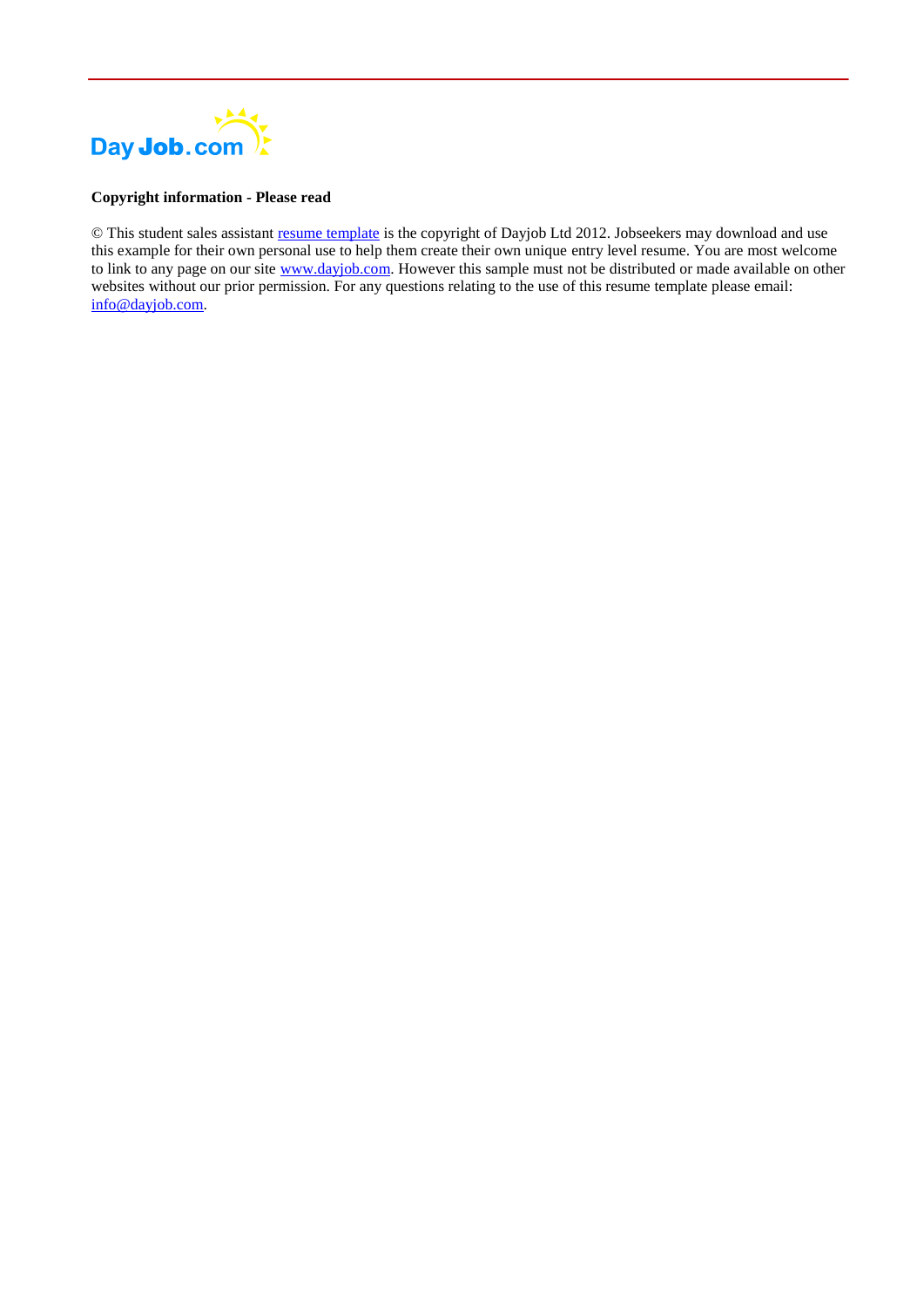Day Job.com

**Copyright information - Please read**

© This student sales assistant resume template is the copyright of Dayjob Ltd 2012. Jobseekers may download and use this example for their own personal use to help them create their own unique entry level resume. You are most welcome to link to any page on our site www.dayjob.com. However this sample must not be distributed or made available on other websites without our prior permission. For any questions relating to the use of this resume template please email: info@dayjob.com.